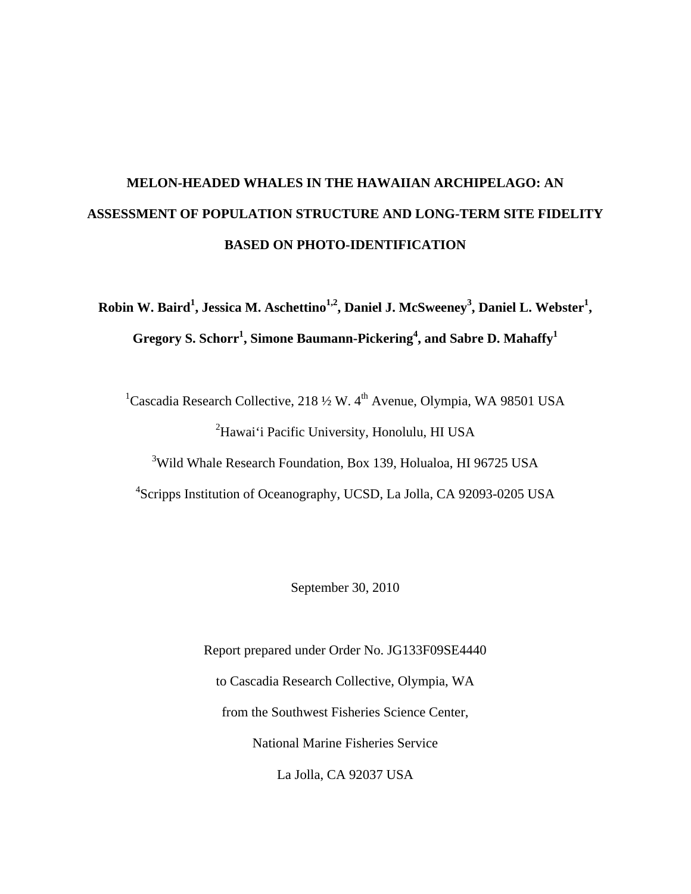# MELON-HEADED WHALES IN THE HAWAIIAN ARCHIPELAGO: AN ASSESSMENT OF POPULATION STRUCTURE AND LONG-TERM SITE FIDELITY BASED ON PHOTO-IDENTIFICATION

**Robin W. Baird[1], Jessica M. Aschettino[1,2], Daniel J. McSweeney[3], Daniel L. Webster[1], Gregory S. Schorr[1], Simone Baumann-Pickering[4], and Sabre D. Mahaffy[1]**

[1]Cascadia Research Collective, 218 ½ W. 4th Avenue, Olympia, WA 98501 USA

[2]Hawai'i Pacific University, Honolulu, HI USA

[3]Wild Whale Research Foundation, Box 139, Holualoa, HI 96725 USA

[4]Scripps Institution of Oceanography, UCSD, La Jolla, CA 92093-0205 USA

September 30, 2010

Report prepared under Order No. JG133F09SE4440

to Cascadia Research Collective, Olympia, WA

from the Southwest Fisheries Science Center,

National Marine Fisheries Service

La Jolla, CA 92037 USA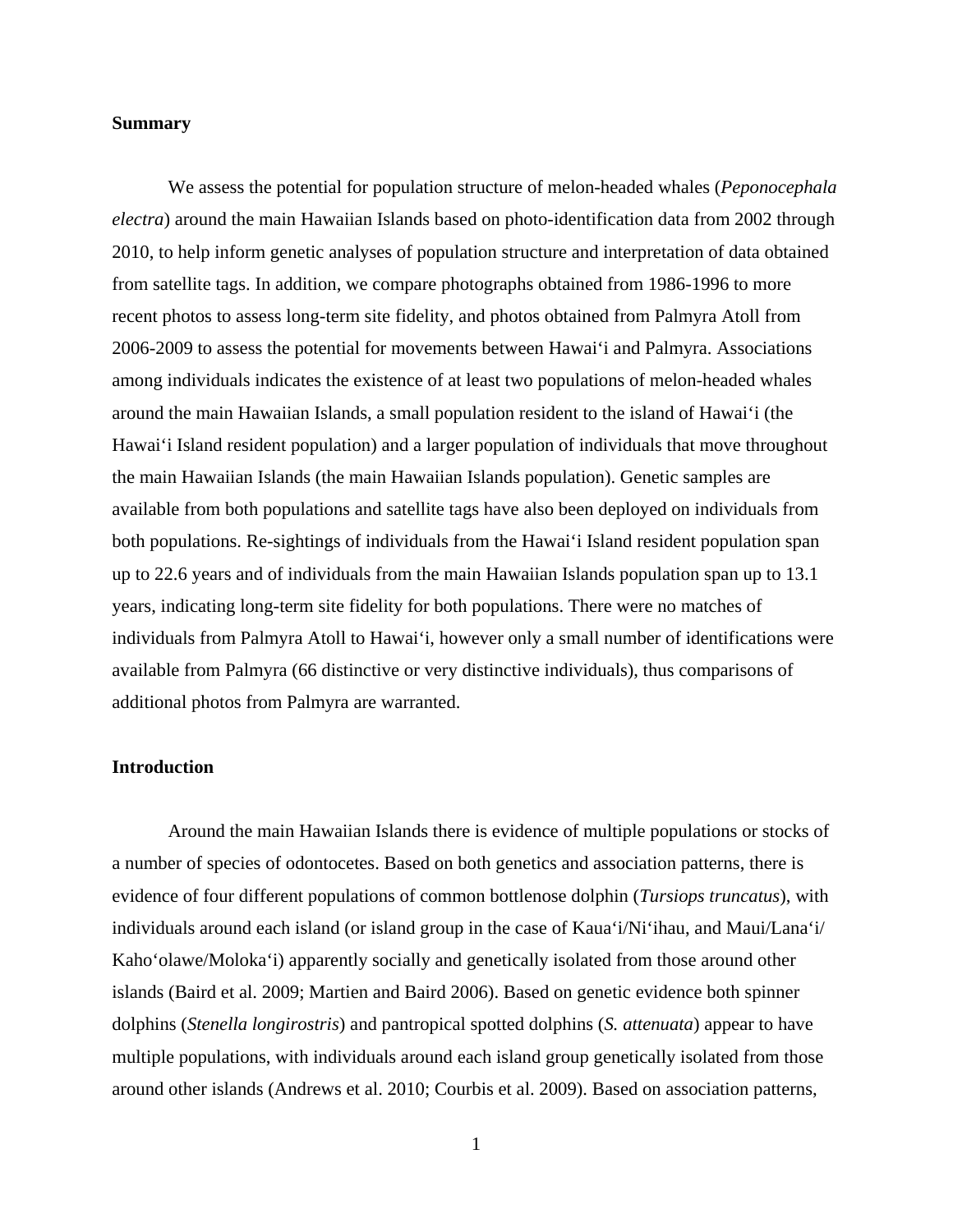## Summary

We assess the potential for population structure of melon-headed whales (*Peponocephala electra*) around the main Hawaiian Islands based on photo-identification data from 2002 through 2010, to help inform genetic analyses of population structure and interpretation of data obtained from satellite tags. In addition, we compare photographs obtained from 1986-1996 to more recent photos to assess long-term site fidelity, and photos obtained from Palmyra Atoll from 2006-2009 to assess the potential for movements between Hawaiʻi and Palmyra. Associations among individuals indicates the existence of at least two populations of melon-headed whales around the main Hawaiian Islands, a small population resident to the island of Hawaiʻi (the Hawaiʻi Island resident population) and a larger population of individuals that move throughout the main Hawaiian Islands (the main Hawaiian Islands population). Genetic samples are available from both populations and satellite tags have also been deployed on individuals from both populations. Re-sightings of individuals from the Hawaiʻi Island resident population span up to 22.6 years and of individuals from the main Hawaiian Islands population span up to 13.1 years, indicating long-term site fidelity for both populations. There were no matches of individuals from Palmyra Atoll to Hawaiʻi, however only a small number of identifications were available from Palmyra (66 distinctive or very distinctive individuals), thus comparisons of additional photos from Palmyra are warranted.

## Introduction

Around the main Hawaiian Islands there is evidence of multiple populations or stocks of a number of species of odontocetes. Based on both genetics and association patterns, there is evidence of four different populations of common bottlenose dolphin (*Tursiops truncatus*), with individuals around each island (or island group in the case of Kauaʻi/Niʻihau, and Maui/Lanaʻi/ Kahoʻolawe/Molokaʻi) apparently socially and genetically isolated from those around other islands (Baird et al. 2009; Martien and Baird 2006). Based on genetic evidence both spinner dolphins (*Stenella longirostris*) and pantropical spotted dolphins (*S. attenuata*) appear to have multiple populations, with individuals around each island group genetically isolated from those around other islands (Andrews et al. 2010; Courbis et al. 2009). Based on association patterns,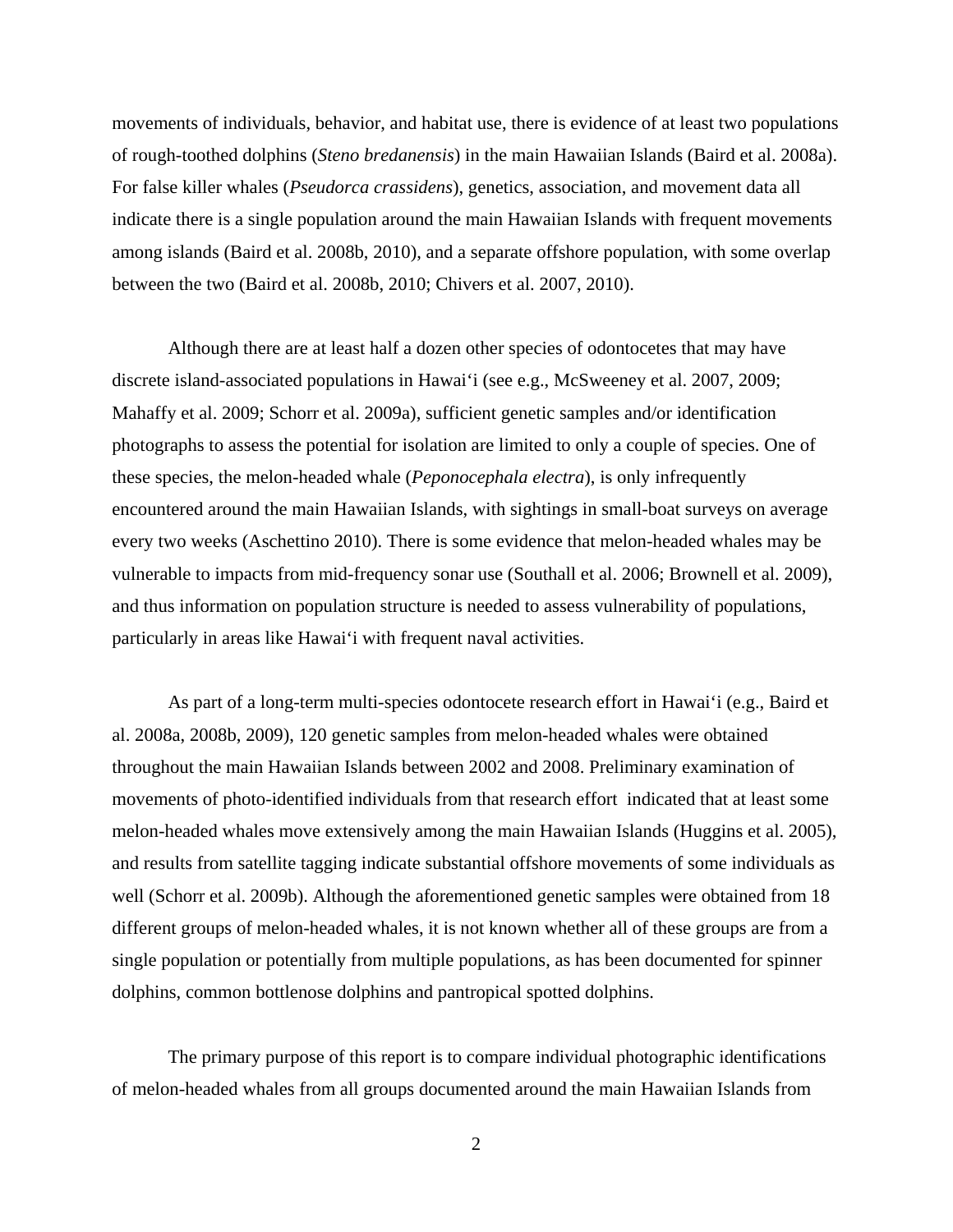movements of individuals, behavior, and habitat use, there is evidence of at least two populations of rough-toothed dolphins (*Steno bredanensis*) in the main Hawaiian Islands (Baird et al. 2008a). For false killer whales (*Pseudorca crassidens*), genetics, association, and movement data all indicate there is a single population around the main Hawaiian Islands with frequent movements among islands (Baird et al. 2008b, 2010), and a separate offshore population, with some overlap between the two (Baird et al. 2008b, 2010; Chivers et al. 2007, 2010).

Although there are at least half a dozen other species of odontocetes that may have discrete island-associated populations in Hawai'i (see e.g., McSweeney et al. 2007, 2009; Mahaffy et al. 2009; Schorr et al. 2009a), sufficient genetic samples and/or identification photographs to assess the potential for isolation are limited to only a couple of species. One of these species, the melon-headed whale (*Peponocephala electra*), is only infrequently encountered around the main Hawaiian Islands, with sightings in small-boat surveys on average every two weeks (Aschettino 2010). There is some evidence that melon-headed whales may be vulnerable to impacts from mid-frequency sonar use (Southall et al. 2006; Brownell et al. 2009), and thus information on population structure is needed to assess vulnerability of populations, particularly in areas like Hawai'i with frequent naval activities.

As part of a long-term multi-species odontocete research effort in Hawai'i (e.g., Baird et al. 2008a, 2008b, 2009), 120 genetic samples from melon-headed whales were obtained throughout the main Hawaiian Islands between 2002 and 2008. Preliminary examination of movements of photo-identified individuals from that research effort indicated that at least some melon-headed whales move extensively among the main Hawaiian Islands (Huggins et al. 2005), and results from satellite tagging indicate substantial offshore movements of some individuals as well (Schorr et al. 2009b). Although the aforementioned genetic samples were obtained from 18 different groups of melon-headed whales, it is not known whether all of these groups are from a single population or potentially from multiple populations, as has been documented for spinner dolphins, common bottlenose dolphins and pantropical spotted dolphins.

The primary purpose of this report is to compare individual photographic identifications of melon-headed whales from all groups documented around the main Hawaiian Islands from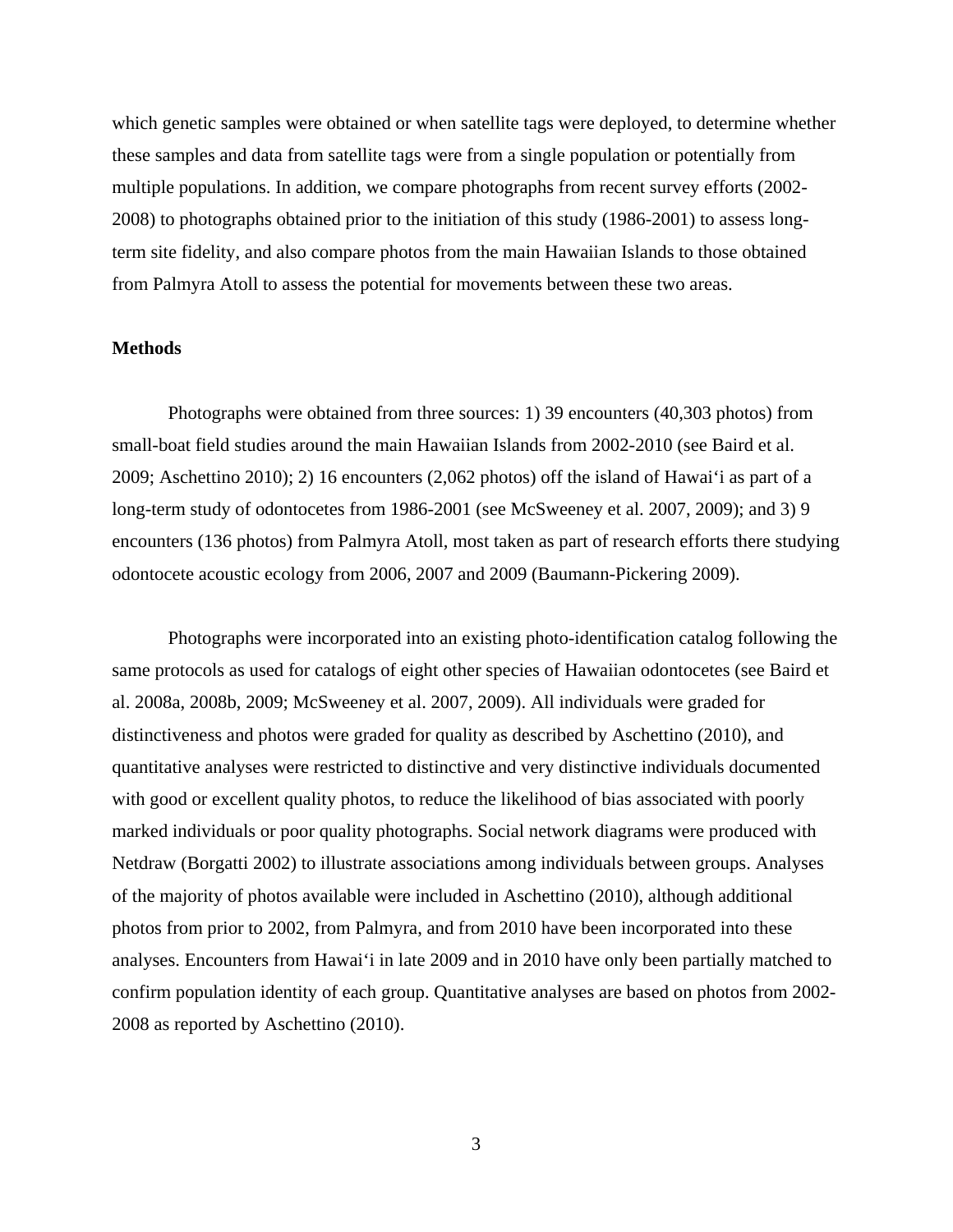which genetic samples were obtained or when satellite tags were deployed, to determine whether these samples and data from satellite tags were from a single population or potentially from multiple populations. In addition, we compare photographs from recent survey efforts (2002-2008) to photographs obtained prior to the initiation of this study (1986-2001) to assess long-term site fidelity, and also compare photos from the main Hawaiian Islands to those obtained from Palmyra Atoll to assess the potential for movements between these two areas.

## Methods

Photographs were obtained from three sources: 1) 39 encounters (40,303 photos) from small-boat field studies around the main Hawaiian Islands from 2002-2010 (see Baird et al. 2009; Aschettino 2010); 2) 16 encounters (2,062 photos) off the island of Hawai‘i as part of a long-term study of odontocetes from 1986-2001 (see McSweeney et al. 2007, 2009); and 3) 9 encounters (136 photos) from Palmyra Atoll, most taken as part of research efforts there studying odontocete acoustic ecology from 2006, 2007 and 2009 (Baumann-Pickering 2009).

Photographs were incorporated into an existing photo-identification catalog following the same protocols as used for catalogs of eight other species of Hawaiian odontocetes (see Baird et al. 2008a, 2008b, 2009; McSweeney et al. 2007, 2009). All individuals were graded for distinctiveness and photos were graded for quality as described by Aschettino (2010), and quantitative analyses were restricted to distinctive and very distinctive individuals documented with good or excellent quality photos, to reduce the likelihood of bias associated with poorly marked individuals or poor quality photographs. Social network diagrams were produced with Netdraw (Borgatti 2002) to illustrate associations among individuals between groups. Analyses of the majority of photos available were included in Aschettino (2010), although additional photos from prior to 2002, from Palmyra, and from 2010 have been incorporated into these analyses. Encounters from Hawai‘i in late 2009 and in 2010 have only been partially matched to confirm population identity of each group. Quantitative analyses are based on photos from 2002-2008 as reported by Aschettino (2010).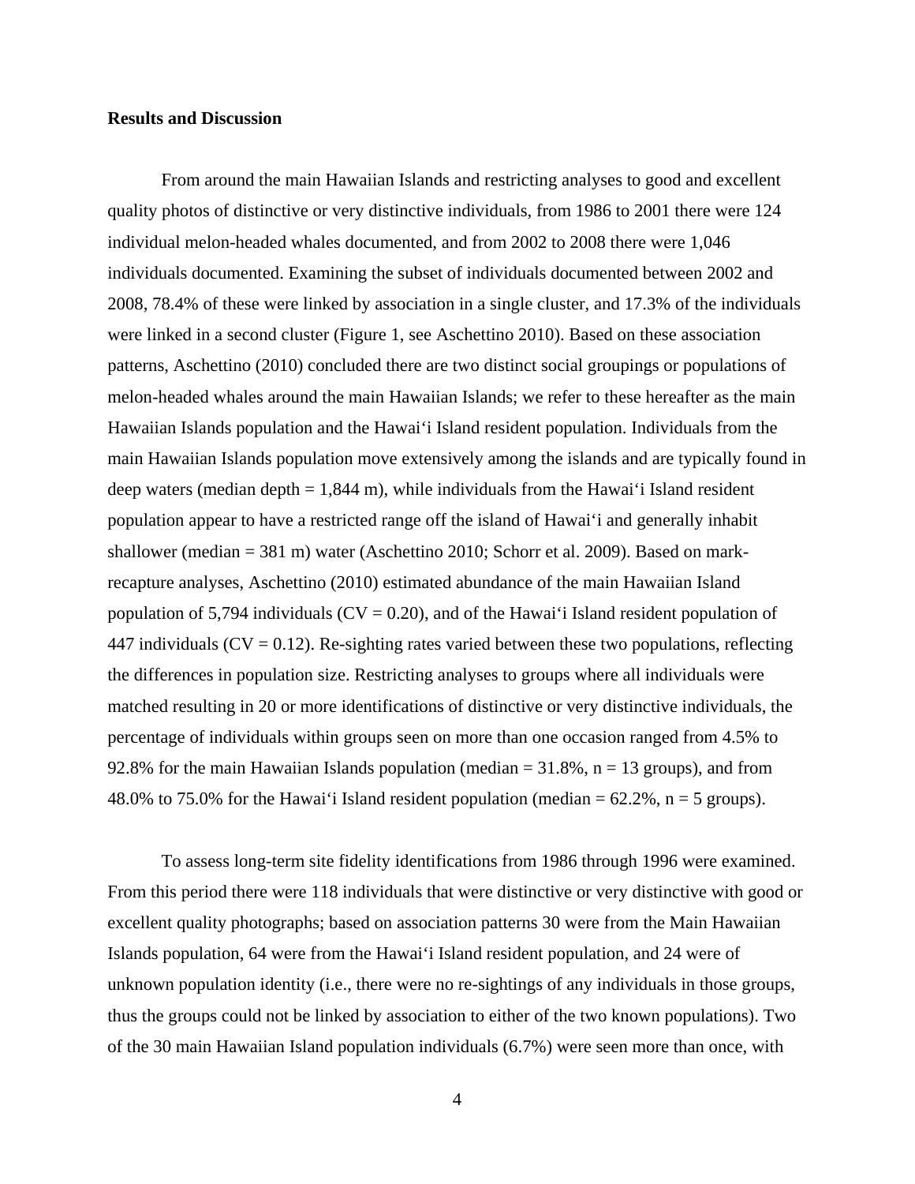**Results and Discussion**

From around the main Hawaiian Islands and restricting analyses to good and excellent quality photos of distinctive or very distinctive individuals, from 1986 to 2001 there were 124 individual melon-headed whales documented, and from 2002 to 2008 there were 1,046 individuals documented. Examining the subset of individuals documented between 2002 and 2008, 78.4% of these were linked by association in a single cluster, and 17.3% of the individuals were linked in a second cluster (Figure 1, see Aschettino 2010). Based on these association patterns, Aschettino (2010) concluded there are two distinct social groupings or populations of melon-headed whales around the main Hawaiian Islands; we refer to these hereafter as the main Hawaiian Islands population and the Hawaiʻi Island resident population. Individuals from the main Hawaiian Islands population move extensively among the islands and are typically found in deep waters (median depth = 1,844 m), while individuals from the Hawaiʻi Island resident population appear to have a restricted range off the island of Hawaiʻi and generally inhabit shallower (median = 381 m) water (Aschettino 2010; Schorr et al. 2009). Based on mark-recapture analyses, Aschettino (2010) estimated abundance of the main Hawaiian Island population of 5,794 individuals (CV = 0.20), and of the Hawaiʻi Island resident population of 447 individuals (CV = 0.12). Re-sighting rates varied between these two populations, reflecting the differences in population size. Restricting analyses to groups where all individuals were matched resulting in 20 or more identifications of distinctive or very distinctive individuals, the percentage of individuals within groups seen on more than one occasion ranged from 4.5% to 92.8% for the main Hawaiian Islands population (median = 31.8%, n = 13 groups), and from 48.0% to 75.0% for the Hawaiʻi Island resident population (median = 62.2%, n = 5 groups).

To assess long-term site fidelity identifications from 1986 through 1996 were examined. From this period there were 118 individuals that were distinctive or very distinctive with good or excellent quality photographs; based on association patterns 30 were from the Main Hawaiian Islands population, 64 were from the Hawaiʻi Island resident population, and 24 were of unknown population identity (i.e., there were no re-sightings of any individuals in those groups, thus the groups could not be linked by association to either of the two known populations). Two of the 30 main Hawaiian Island population individuals (6.7%) were seen more than once, with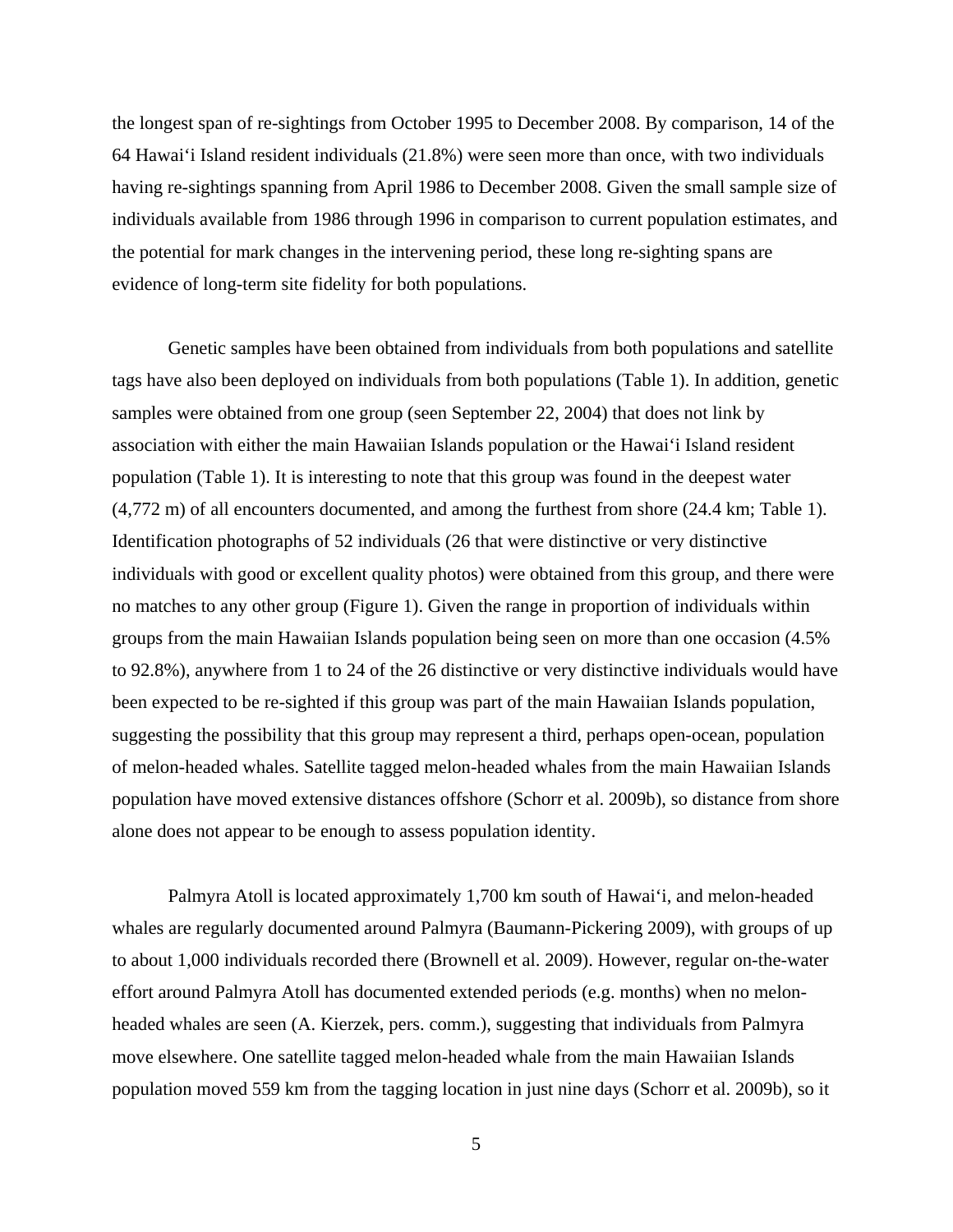the longest span of re-sightings from October 1995 to December 2008. By comparison, 14 of the 64 Hawai‘i Island resident individuals (21.8%) were seen more than once, with two individuals having re-sightings spanning from April 1986 to December 2008. Given the small sample size of individuals available from 1986 through 1996 in comparison to current population estimates, and the potential for mark changes in the intervening period, these long re-sighting spans are evidence of long-term site fidelity for both populations.

Genetic samples have been obtained from individuals from both populations and satellite tags have also been deployed on individuals from both populations (Table 1). In addition, genetic samples were obtained from one group (seen September 22, 2004) that does not link by association with either the main Hawaiian Islands population or the Hawai‘i Island resident population (Table 1). It is interesting to note that this group was found in the deepest water (4,772 m) of all encounters documented, and among the furthest from shore (24.4 km; Table 1). Identification photographs of 52 individuals (26 that were distinctive or very distinctive individuals with good or excellent quality photos) were obtained from this group, and there were no matches to any other group (Figure 1). Given the range in proportion of individuals within groups from the main Hawaiian Islands population being seen on more than one occasion (4.5% to 92.8%), anywhere from 1 to 24 of the 26 distinctive or very distinctive individuals would have been expected to be re-sighted if this group was part of the main Hawaiian Islands population, suggesting the possibility that this group may represent a third, perhaps open-ocean, population of melon-headed whales. Satellite tagged melon-headed whales from the main Hawaiian Islands population have moved extensive distances offshore (Schorr et al. 2009b), so distance from shore alone does not appear to be enough to assess population identity.

Palmyra Atoll is located approximately 1,700 km south of Hawai‘i, and melon-headed whales are regularly documented around Palmyra (Baumann-Pickering 2009), with groups of up to about 1,000 individuals recorded there (Brownell et al. 2009). However, regular on-the-water effort around Palmyra Atoll has documented extended periods (e.g. months) when no melon-headed whales are seen (A. Kierzek, pers. comm.), suggesting that individuals from Palmyra move elsewhere. One satellite tagged melon-headed whale from the main Hawaiian Islands population moved 559 km from the tagging location in just nine days (Schorr et al. 2009b), so it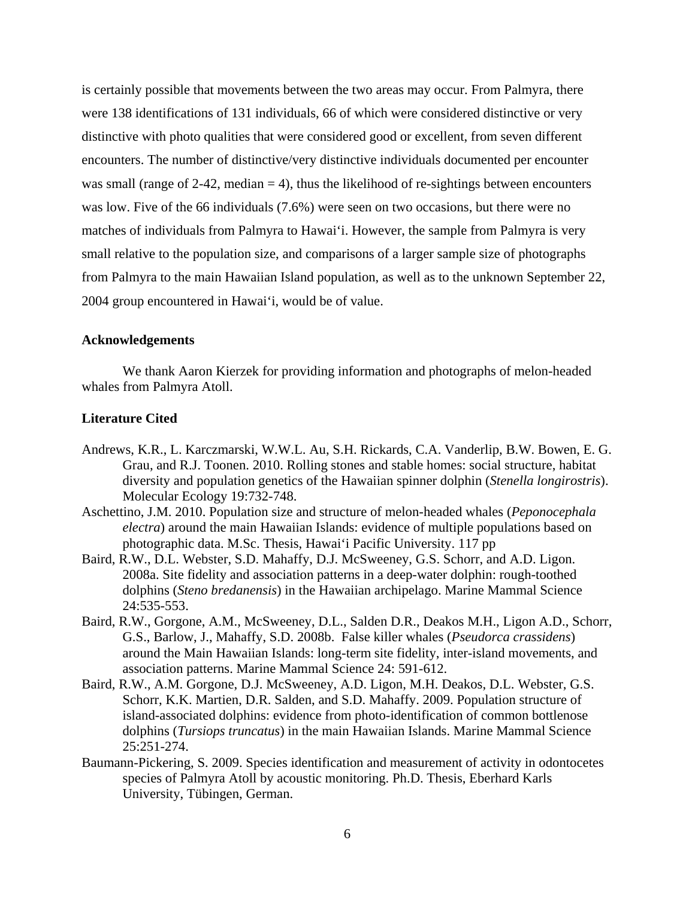is certainly possible that movements between the two areas may occur. From Palmyra, there were 138 identifications of 131 individuals, 66 of which were considered distinctive or very distinctive with photo qualities that were considered good or excellent, from seven different encounters. The number of distinctive/very distinctive individuals documented per encounter was small (range of 2-42, median = 4), thus the likelihood of re-sightings between encounters was low. Five of the 66 individuals (7.6%) were seen on two occasions, but there were no matches of individuals from Palmyra to Hawai‘i. However, the sample from Palmyra is very small relative to the population size, and comparisons of a larger sample size of photographs from Palmyra to the main Hawaiian Island population, as well as to the unknown September 22, 2004 group encountered in Hawai‘i, would be of value.

### Acknowledgements

We thank Aaron Kierzek for providing information and photographs of melon-headed whales from Palmyra Atoll.

### Literature Cited

Andrews, K.R., L. Karczmarski, W.W.L. Au, S.H. Rickards, C.A. Vanderlip, B.W. Bowen, E. G. Grau, and R.J. Toonen. 2010. Rolling stones and stable homes: social structure, habitat diversity and population genetics of the Hawaiian spinner dolphin (*Stenella longirostris*). Molecular Ecology 19:732-748.

Aschettino, J.M. 2010. Population size and structure of melon-headed whales (*Peponocephala electra*) around the main Hawaiian Islands: evidence of multiple populations based on photographic data. M.Sc. Thesis, Hawai‘i Pacific University. 117 pp

Baird, R.W., D.L. Webster, S.D. Mahaffy, D.J. McSweeney, G.S. Schorr, and A.D. Ligon. 2008a. Site fidelity and association patterns in a deep-water dolphin: rough-toothed dolphins (*Steno bredanensis*) in the Hawaiian archipelago. Marine Mammal Science 24:535-553.

Baird, R.W., Gorgone, A.M., McSweeney, D.L., Salden D.R., Deakos M.H., Ligon A.D., Schorr, G.S., Barlow, J., Mahaffy, S.D. 2008b. False killer whales (*Pseudorca crassidens*) around the Main Hawaiian Islands: long-term site fidelity, inter-island movements, and association patterns. Marine Mammal Science 24: 591-612.

Baird, R.W., A.M. Gorgone, D.J. McSweeney, A.D. Ligon, M.H. Deakos, D.L. Webster, G.S. Schorr, K.K. Martien, D.R. Salden, and S.D. Mahaffy. 2009. Population structure of island-associated dolphins: evidence from photo-identification of common bottlenose dolphins (*Tursiops truncatus*) in the main Hawaiian Islands. Marine Mammal Science 25:251-274.

Baumann-Pickering, S. 2009. Species identification and measurement of activity in odontocetes species of Palmyra Atoll by acoustic monitoring. Ph.D. Thesis, Eberhard Karls University, Tübingen, German.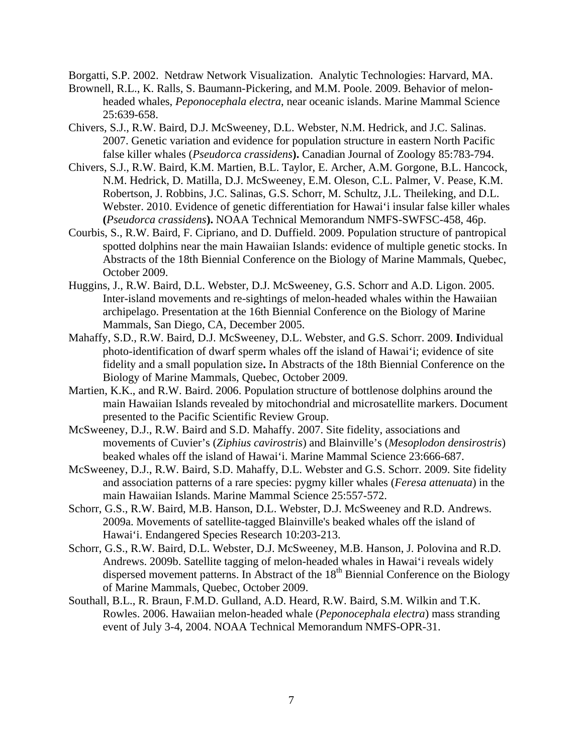Borgatti, S.P. 2002. Netdraw Network Visualization. Analytic Technologies: Harvard, MA.

Brownell, R.L., K. Ralls, S. Baumann-Pickering, and M.M. Poole. 2009. Behavior of melon-headed whales, *Peponocephala electra*, near oceanic islands. Marine Mammal Science 25:639-658.

Chivers, S.J., R.W. Baird, D.J. McSweeney, D.L. Webster, N.M. Hedrick, and J.C. Salinas. 2007. Genetic variation and evidence for population structure in eastern North Pacific false killer whales (*Pseudorca crassidens***).** Canadian Journal of Zoology 85:783-794.

Chivers, S.J., R.W. Baird, K.M. Martien, B.L. Taylor, E. Archer, A.M. Gorgone, B.L. Hancock, N.M. Hedrick, D. Matilla, D.J. McSweeney, E.M. Oleson, C.L. Palmer, V. Pease, K.M. Robertson, J. Robbins, J.C. Salinas, G.S. Schorr, M. Schultz, J.L. Theileking, and D.L. Webster. 2010. Evidence of genetic differentiation for Hawai'i insular false killer whales **(***Pseudorca crassidens***).** NOAA Technical Memorandum NMFS-SWFSC-458, 46p.

Courbis, S., R.W. Baird, F. Cipriano, and D. Duffield. 2009. Population structure of pantropical spotted dolphins near the main Hawaiian Islands: evidence of multiple genetic stocks. In Abstracts of the 18th Biennial Conference on the Biology of Marine Mammals, Quebec, October 2009.

Huggins, J., R.W. Baird, D.L. Webster, D.J. McSweeney, G.S. Schorr and A.D. Ligon. 2005. Inter-island movements and re-sightings of melon-headed whales within the Hawaiian archipelago. Presentation at the 16th Biennial Conference on the Biology of Marine Mammals, San Diego, CA, December 2005.

Mahaffy, S.D., R.W. Baird, D.J. McSweeney, D.L. Webster, and G.S. Schorr. 2009. **I**ndividual photo-identification of dwarf sperm whales off the island of Hawai'i; evidence of site fidelity and a small population size**.** In Abstracts of the 18th Biennial Conference on the Biology of Marine Mammals, Quebec, October 2009.

Martien, K.K., and R.W. Baird. 2006. Population structure of bottlenose dolphins around the main Hawaiian Islands revealed by mitochondrial and microsatellite markers. Document presented to the Pacific Scientific Review Group.

McSweeney, D.J., R.W. Baird and S.D. Mahaffy. 2007. Site fidelity, associations and movements of Cuvier's (*Ziphius cavirostris*) and Blainville's (*Mesoplodon densirostris*) beaked whales off the island of Hawai'i. Marine Mammal Science 23:666-687.

McSweeney, D.J., R.W. Baird, S.D. Mahaffy, D.L. Webster and G.S. Schorr. 2009. Site fidelity and association patterns of a rare species: pygmy killer whales (*Feresa attenuata*) in the main Hawaiian Islands. Marine Mammal Science 25:557-572.

Schorr, G.S., R.W. Baird, M.B. Hanson, D.L. Webster, D.J. McSweeney and R.D. Andrews. 2009a. Movements of satellite-tagged Blainville's beaked whales off the island of Hawai'i. Endangered Species Research 10:203-213.

Schorr, G.S., R.W. Baird, D.L. Webster, D.J. McSweeney, M.B. Hanson, J. Polovina and R.D. Andrews. 2009b. Satellite tagging of melon-headed whales in Hawai'i reveals widely dispersed movement patterns. In Abstract of the 18th Biennial Conference on the Biology of Marine Mammals, Quebec, October 2009.

Southall, B.L., R. Braun, F.M.D. Gulland, A.D. Heard, R.W. Baird, S.M. Wilkin and T.K. Rowles. 2006. Hawaiian melon-headed whale (*Peponocephala electra*) mass stranding event of July 3-4, 2004. NOAA Technical Memorandum NMFS-OPR-31.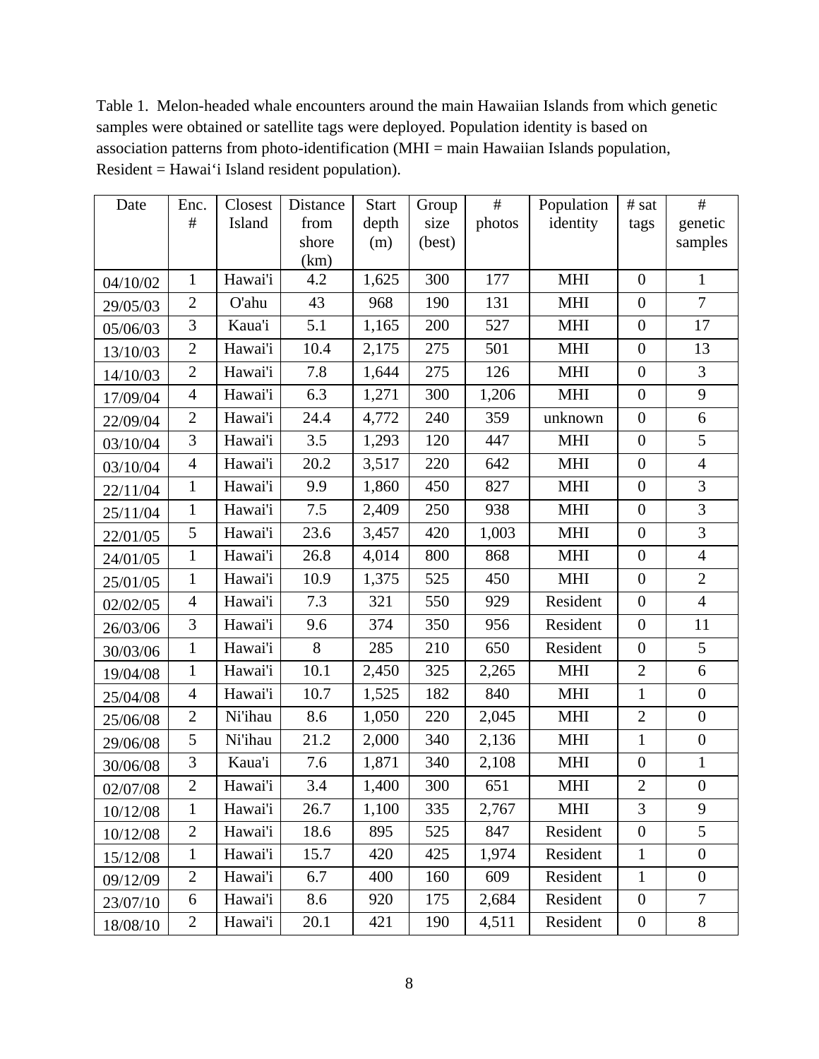Table 1. Melon-headed whale encounters around the main Hawaiian Islands from which genetic samples were obtained or satellite tags were deployed. Population identity is based on association patterns from photo-identification (MHI = main Hawaiian Islands population, Resident = Hawai‘i Island resident population).

| Date | Enc. # | Closest Island | Distance from shore (km) | Start depth (m) | Group size (best) | # photos | Population identity | # sat tags | # genetic samples |
|---|---|---|---|---|---|---|---|---|---|
| 04/10/02 | 1 | Hawai'i | 4.2 | 1,625 | 300 | 177 | MHI | 0 | 1 |
| 29/05/03 | 2 | O'ahu | 43 | 968 | 190 | 131 | MHI | 0 | 7 |
| 05/06/03 | 3 | Kaua'i | 5.1 | 1,165 | 200 | 527 | MHI | 0 | 17 |
| 13/10/03 | 2 | Hawai'i | 10.4 | 2,175 | 275 | 501 | MHI | 0 | 13 |
| 14/10/03 | 2 | Hawai'i | 7.8 | 1,644 | 275 | 126 | MHI | 0 | 3 |
| 17/09/04 | 4 | Hawai'i | 6.3 | 1,271 | 300 | 1,206 | MHI | 0 | 9 |
| 22/09/04 | 2 | Hawai'i | 24.4 | 4,772 | 240 | 359 | unknown | 0 | 6 |
| 03/10/04 | 3 | Hawai'i | 3.5 | 1,293 | 120 | 447 | MHI | 0 | 5 |
| 03/10/04 | 4 | Hawai'i | 20.2 | 3,517 | 220 | 642 | MHI | 0 | 4 |
| 22/11/04 | 1 | Hawai'i | 9.9 | 1,860 | 450 | 827 | MHI | 0 | 3 |
| 25/11/04 | 1 | Hawai'i | 7.5 | 2,409 | 250 | 938 | MHI | 0 | 3 |
| 22/01/05 | 5 | Hawai'i | 23.6 | 3,457 | 420 | 1,003 | MHI | 0 | 3 |
| 24/01/05 | 1 | Hawai'i | 26.8 | 4,014 | 800 | 868 | MHI | 0 | 4 |
| 25/01/05 | 1 | Hawai'i | 10.9 | 1,375 | 525 | 450 | MHI | 0 | 2 |
| 02/02/05 | 4 | Hawai'i | 7.3 | 321 | 550 | 929 | Resident | 0 | 4 |
| 26/03/06 | 3 | Hawai'i | 9.6 | 374 | 350 | 956 | Resident | 0 | 11 |
| 30/03/06 | 1 | Hawai'i | 8 | 285 | 210 | 650 | Resident | 0 | 5 |
| 19/04/08 | 1 | Hawai'i | 10.1 | 2,450 | 325 | 2,265 | MHI | 2 | 6 |
| 25/04/08 | 4 | Hawai'i | 10.7 | 1,525 | 182 | 840 | MHI | 1 | 0 |
| 25/06/08 | 2 | Ni'ihau | 8.6 | 1,050 | 220 | 2,045 | MHI | 2 | 0 |
| 29/06/08 | 5 | Ni'ihau | 21.2 | 2,000 | 340 | 2,136 | MHI | 1 | 0 |
| 30/06/08 | 3 | Kaua'i | 7.6 | 1,871 | 340 | 2,108 | MHI | 0 | 1 |
| 02/07/08 | 2 | Hawai'i | 3.4 | 1,400 | 300 | 651 | MHI | 2 | 0 |
| 10/12/08 | 1 | Hawai'i | 26.7 | 1,100 | 335 | 2,767 | MHI | 3 | 9 |
| 10/12/08 | 2 | Hawai'i | 18.6 | 895 | 525 | 847 | Resident | 0 | 5 |
| 15/12/08 | 1 | Hawai'i | 15.7 | 420 | 425 | 1,974 | Resident | 1 | 0 |
| 09/12/09 | 2 | Hawai'i | 6.7 | 400 | 160 | 609 | Resident | 1 | 0 |
| 23/07/10 | 6 | Hawai'i | 8.6 | 920 | 175 | 2,684 | Resident | 0 | 7 |
| 18/08/10 | 2 | Hawai'i | 20.1 | 421 | 190 | 4,511 | Resident | 0 | 8 |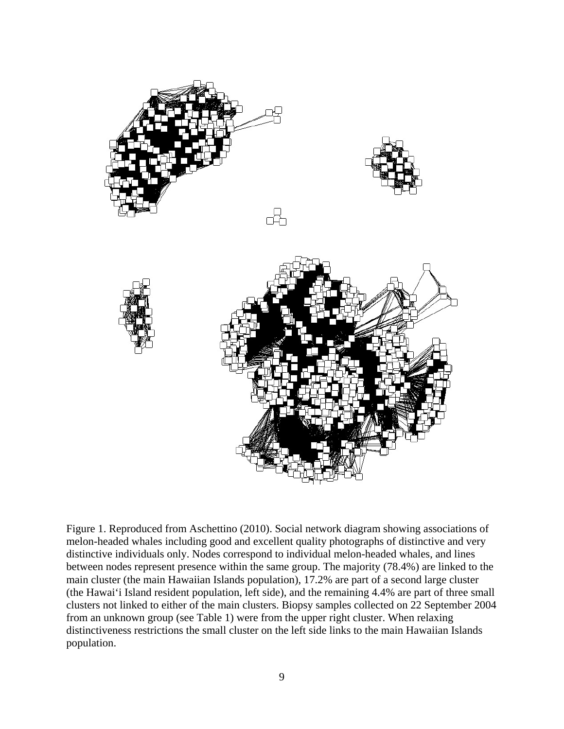Figure 1. Reproduced from Aschettino (2010). Social network diagram showing associations of melon-headed whales including good and excellent quality photographs of distinctive and very distinctive individuals only. Nodes correspond to individual melon-headed whales, and lines between nodes represent presence within the same group. The majority (78.4%) are linked to the main cluster (the main Hawaiian Islands population), 17.2% are part of a second large cluster (the Hawai‘i Island resident population, left side), and the remaining 4.4% are part of three small clusters not linked to either of the main clusters. Biopsy samples collected on 22 September 2004 from an unknown group (see Table 1) were from the upper right cluster. When relaxing distinctiveness restrictions the small cluster on the left side links to the main Hawaiian Islands population.